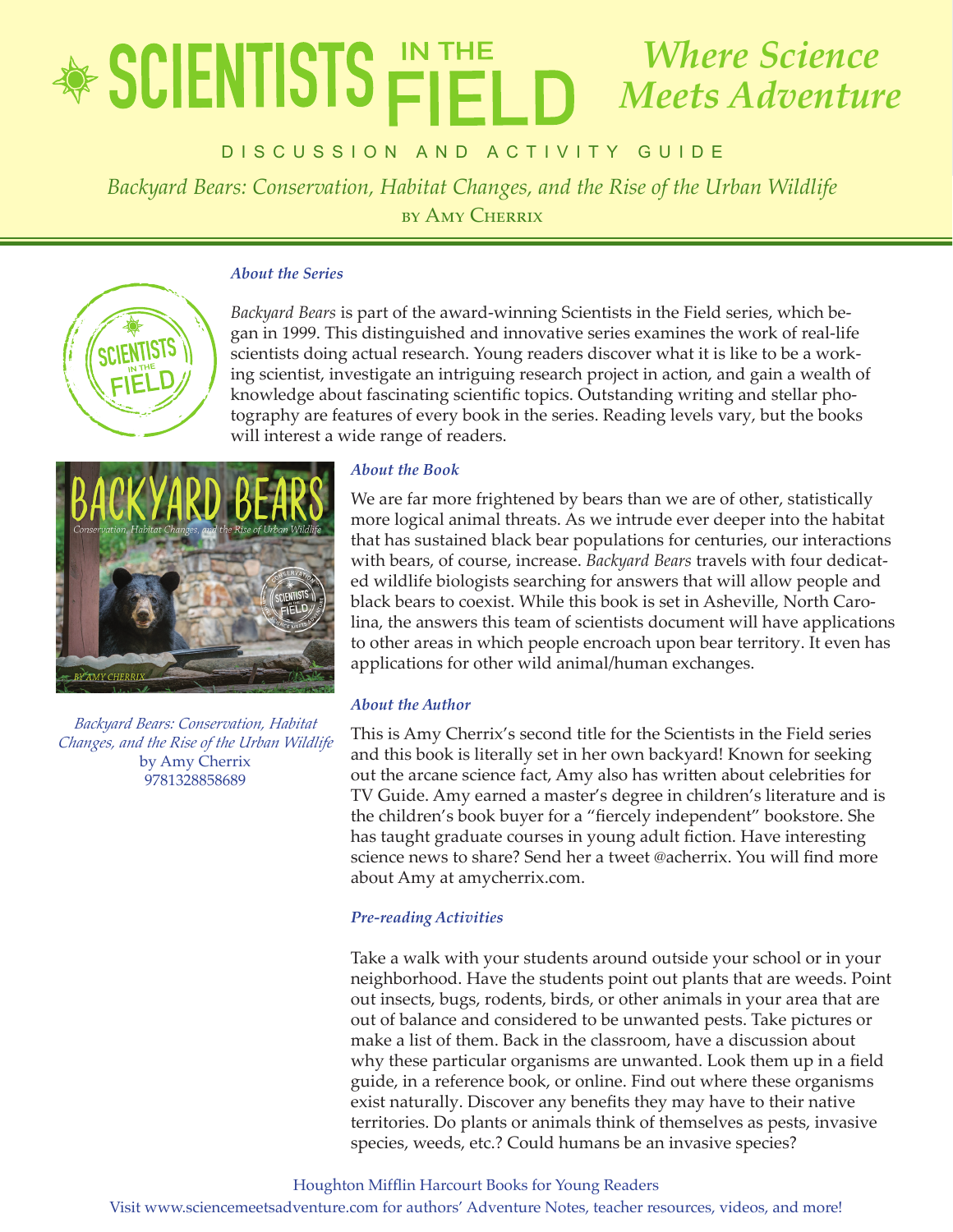# SCIENTISTS IN THE FIELD

*Where Science Meets Adventure*

DISCUSSION AND ACTIVITY GUIDE

*Backyard Bears: Conservation, Habitat Changes, and the Rise of the Urban Wildlife*

by Amy Cherrix

### *About the Series*

*Backyard Bears* is part of the award-winning Scientists in the Field series, which began in 1999. This distinguished and innovative series examines the work of real-life scientists doing actual research. Young readers discover what it is like to be a working scientist, investigate an intriguing research project in action, and gain a wealth of knowledge about fascinating scientific topics. Outstanding writing and stellar photography are features of every book in the series. Reading levels vary, but the books will interest a wide range of readers.

*Backyard Bears: Conservation, Habitat Changes, and the Rise of the Urban Wildlife*
by Amy Cherrix
9781328858689

### *About the Book*

We are far more frightened by bears than we are of other, statistically more logical animal threats. As we intrude ever deeper into the habitat that has sustained black bear populations for centuries, our interactions with bears, of course, increase. *Backyard Bears* travels with four dedicated wildlife biologists searching for answers that will allow people and black bears to coexist. While this book is set in Asheville, North Carolina, the answers this team of scientists document will have applications to other areas in which people encroach upon bear territory. It even has applications for other wild animal/human exchanges.

### *About the Author*

This is Amy Cherrix's second title for the Scientists in the Field series and this book is literally set in her own backyard! Known for seeking out the arcane science fact, Amy also has written about celebrities for TV Guide. Amy earned a master's degree in children's literature and is the children's book buyer for a "fiercely independent" bookstore. She has taught graduate courses in young adult fiction. Have interesting science news to share? Send her a tweet @acherrix. You will find more about Amy at amycherrix.com.

### *Pre-reading Activities*

Take a walk with your students around outside your school or in your neighborhood. Have the students point out plants that are weeds. Point out insects, bugs, rodents, birds, or other animals in your area that are out of balance and considered to be unwanted pests. Take pictures or make a list of them. Back in the classroom, have a discussion about why these particular organisms are unwanted. Look them up in a field guide, in a reference book, or online. Find out where these organisms exist naturally. Discover any benefits they may have to their native territories. Do plants or animals think of themselves as pests, invasive species, weeds, etc.? Could humans be an invasive species?

Houghton Mifflin Harcourt Books for Young Readers
Visit www.sciencemeetsadventure.com for authors' Adventure Notes, teacher resources, videos, and more!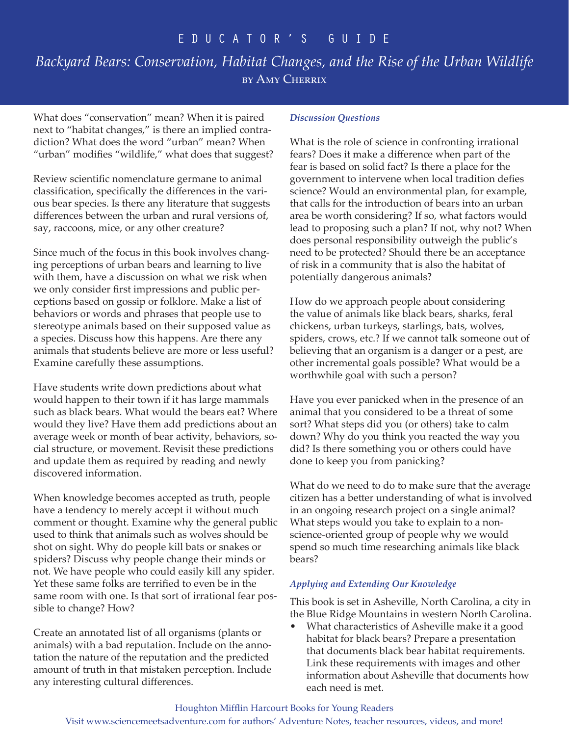# EDUCATOR'S GUIDE

## *Backyard Bears: Conservation, Habitat Changes, and the Rise of the Urban Wildlife*

by Amy Cherrix

What does "conservation" mean? When it is paired next to "habitat changes," is there an implied contradiction? What does the word "urban" mean? When "urban" modifies "wildlife," what does that suggest?

Review scientific nomenclature germane to animal classification, specifically the differences in the various bear species. Is there any literature that suggests differences between the urban and rural versions of, say, raccoons, mice, or any other creature?

Since much of the focus in this book involves changing perceptions of urban bears and learning to live with them, have a discussion on what we risk when we only consider first impressions and public perceptions based on gossip or folklore. Make a list of behaviors or words and phrases that people use to stereotype animals based on their supposed value as a species. Discuss how this happens. Are there any animals that students believe are more or less useful? Examine carefully these assumptions.

Have students write down predictions about what would happen to their town if it has large mammals such as black bears. What would the bears eat? Where would they live? Have them add predictions about an average week or month of bear activity, behaviors, social structure, or movement. Revisit these predictions and update them as required by reading and newly discovered information.

When knowledge becomes accepted as truth, people have a tendency to merely accept it without much comment or thought. Examine why the general public used to think that animals such as wolves should be shot on sight. Why do people kill bats or snakes or spiders? Discuss why people change their minds or not. We have people who could easily kill any spider. Yet these same folks are terrified to even be in the same room with one. Is that sort of irrational fear possible to change? How?

Create an annotated list of all organisms (plants or animals) with a bad reputation. Include on the annotation the nature of the reputation and the predicted amount of truth in that mistaken perception. Include any interesting cultural differences.

### *Discussion Questions*

What is the role of science in confronting irrational fears? Does it make a difference when part of the fear is based on solid fact? Is there a place for the government to intervene when local tradition defies science? Would an environmental plan, for example, that calls for the introduction of bears into an urban area be worth considering? If so, what factors would lead to proposing such a plan? If not, why not? When does personal responsibility outweigh the public's need to be protected? Should there be an acceptance of risk in a community that is also the habitat of potentially dangerous animals?

How do we approach people about considering the value of animals like black bears, sharks, feral chickens, urban turkeys, starlings, bats, wolves, spiders, crows, etc.? If we cannot talk someone out of believing that an organism is a danger or a pest, are other incremental goals possible? What would be a worthwhile goal with such a person?

Have you ever panicked when in the presence of an animal that you considered to be a threat of some sort? What steps did you (or others) take to calm down? Why do you think you reacted the way you did? Is there something you or others could have done to keep you from panicking?

What do we need to do to make sure that the average citizen has a better understanding of what is involved in an ongoing research project on a single animal? What steps would you take to explain to a non-science-oriented group of people why we would spend so much time researching animals like black bears?

### *Applying and Extending Our Knowledge*

This book is set in Asheville, North Carolina, a city in the Blue Ridge Mountains in western North Carolina.

- What characteristics of Asheville make it a good habitat for black bears? Prepare a presentation that documents black bear habitat requirements. Link these requirements with images and other information about Asheville that documents how each need is met.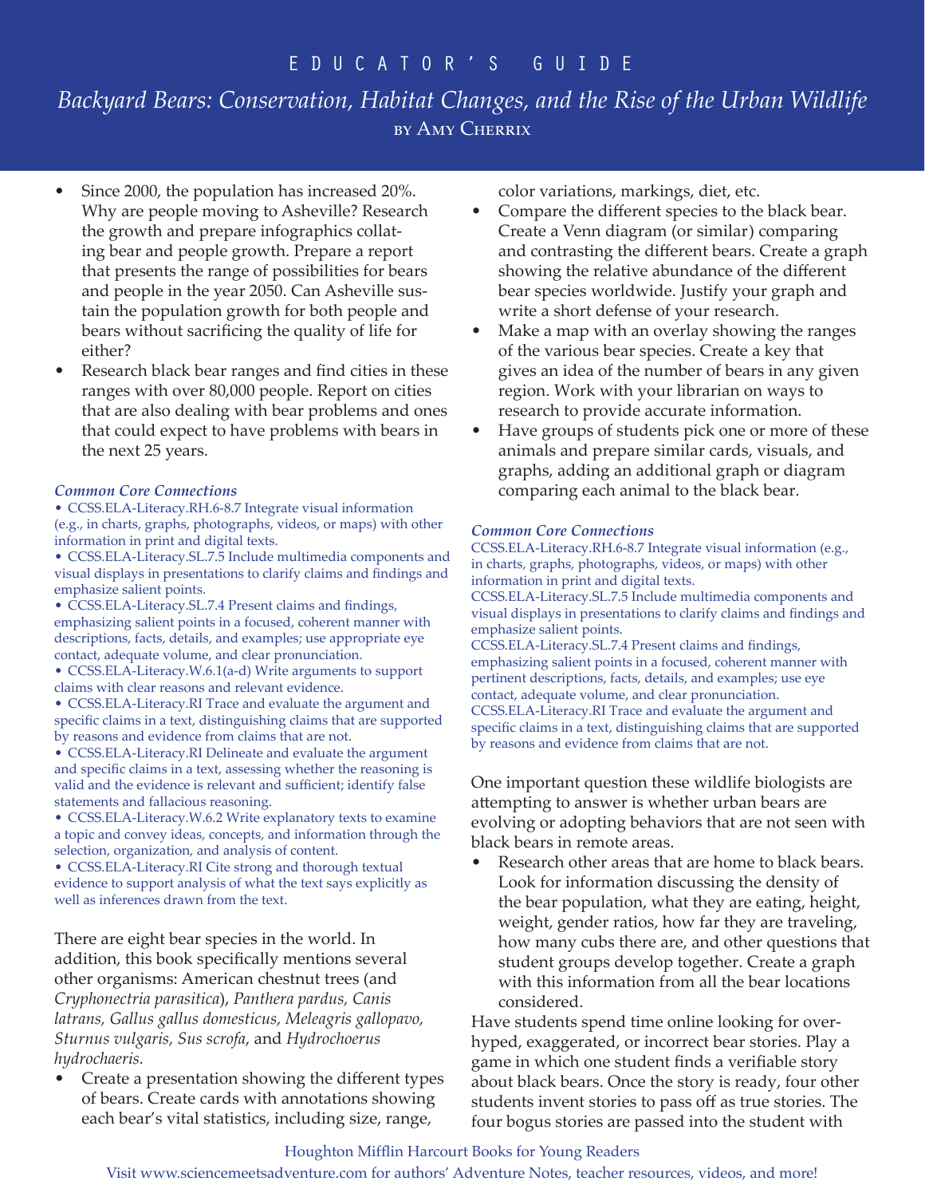- Since 2000, the population has increased 20%. Why are people moving to Asheville? Research the growth and prepare infographics collating bear and people growth. Prepare a report that presents the range of possibilities for bears and people in the year 2050. Can Asheville sustain the population growth for both people and bears without sacrificing the quality of life for either?
- Research black bear ranges and find cities in these ranges with over 80,000 people. Report on cities that are also dealing with bear problems and ones that could expect to have problems with bears in the next 25 years.

***Common Core Connections***

- CCSS.ELA-Literacy.RH.6-8.7 Integrate visual information (e.g., in charts, graphs, photographs, videos, or maps) with other information in print and digital texts.
- CCSS.ELA-Literacy.SL.7.5 Include multimedia components and visual displays in presentations to clarify claims and findings and emphasize salient points.
- CCSS.ELA-Literacy.SL.7.4 Present claims and findings, emphasizing salient points in a focused, coherent manner with descriptions, facts, details, and examples; use appropriate eye contact, adequate volume, and clear pronunciation.
- CCSS.ELA-Literacy.W.6.1(a-d) Write arguments to support claims with clear reasons and relevant evidence.
- CCSS.ELA-Literacy.RI Trace and evaluate the argument and specific claims in a text, distinguishing claims that are supported by reasons and evidence from claims that are not.
- CCSS.ELA-Literacy.RI Delineate and evaluate the argument and specific claims in a text, assessing whether the reasoning is valid and the evidence is relevant and sufficient; identify false statements and fallacious reasoning.
- CCSS.ELA-Literacy.W.6.2 Write explanatory texts to examine a topic and convey ideas, concepts, and information through the selection, organization, and analysis of content.
- CCSS.ELA-Literacy.RI Cite strong and thorough textual evidence to support analysis of what the text says explicitly as well as inferences drawn from the text.

There are eight bear species in the world. In addition, this book specifically mentions several other organisms: American chestnut trees (and *Cryphonectria parasitica*), *Panthera pardus, Canis latrans, Gallus gallus domesticus, Meleagris gallopavo, Sturnus vulgaris, Sus scrofa*, and *Hydrochoerus hydrochaeris.*

- Create a presentation showing the different types of bears. Create cards with annotations showing each bear's vital statistics, including size, range, color variations, markings, diet, etc.
- Compare the different species to the black bear. Create a Venn diagram (or similar) comparing and contrasting the different bears. Create a graph showing the relative abundance of the different bear species worldwide. Justify your graph and write a short defense of your research.
- Make a map with an overlay showing the ranges of the various bear species. Create a key that gives an idea of the number of bears in any given region. Work with your librarian on ways to research to provide accurate information.
- Have groups of students pick one or more of these animals and prepare similar cards, visuals, and graphs, adding an additional graph or diagram comparing each animal to the black bear.

***Common Core Connections***

CCSS.ELA-Literacy.RH.6-8.7 Integrate visual information (e.g., in charts, graphs, photographs, videos, or maps) with other information in print and digital texts.
CCSS.ELA-Literacy.SL.7.5 Include multimedia components and visual displays in presentations to clarify claims and findings and emphasize salient points.
CCSS.ELA-Literacy.SL.7.4 Present claims and findings, emphasizing salient points in a focused, coherent manner with pertinent descriptions, facts, details, and examples; use eye contact, adequate volume, and clear pronunciation.
CCSS.ELA-Literacy.RI Trace and evaluate the argument and specific claims in a text, distinguishing claims that are supported by reasons and evidence from claims that are not.

One important question these wildlife biologists are attempting to answer is whether urban bears are evolving or adopting behaviors that are not seen with black bears in remote areas.

- Research other areas that are home to black bears. Look for information discussing the density of the bear population, what they are eating, height, weight, gender ratios, how far they are traveling, how many cubs there are, and other questions that student groups develop together. Create a graph with this information from all the bear locations considered.

Have students spend time online looking for over-hyped, exaggerated, or incorrect bear stories. Play a game in which one student finds a verifiable story about black bears. Once the story is ready, four other students invent stories to pass off as true stories. The four bogus stories are passed into the student with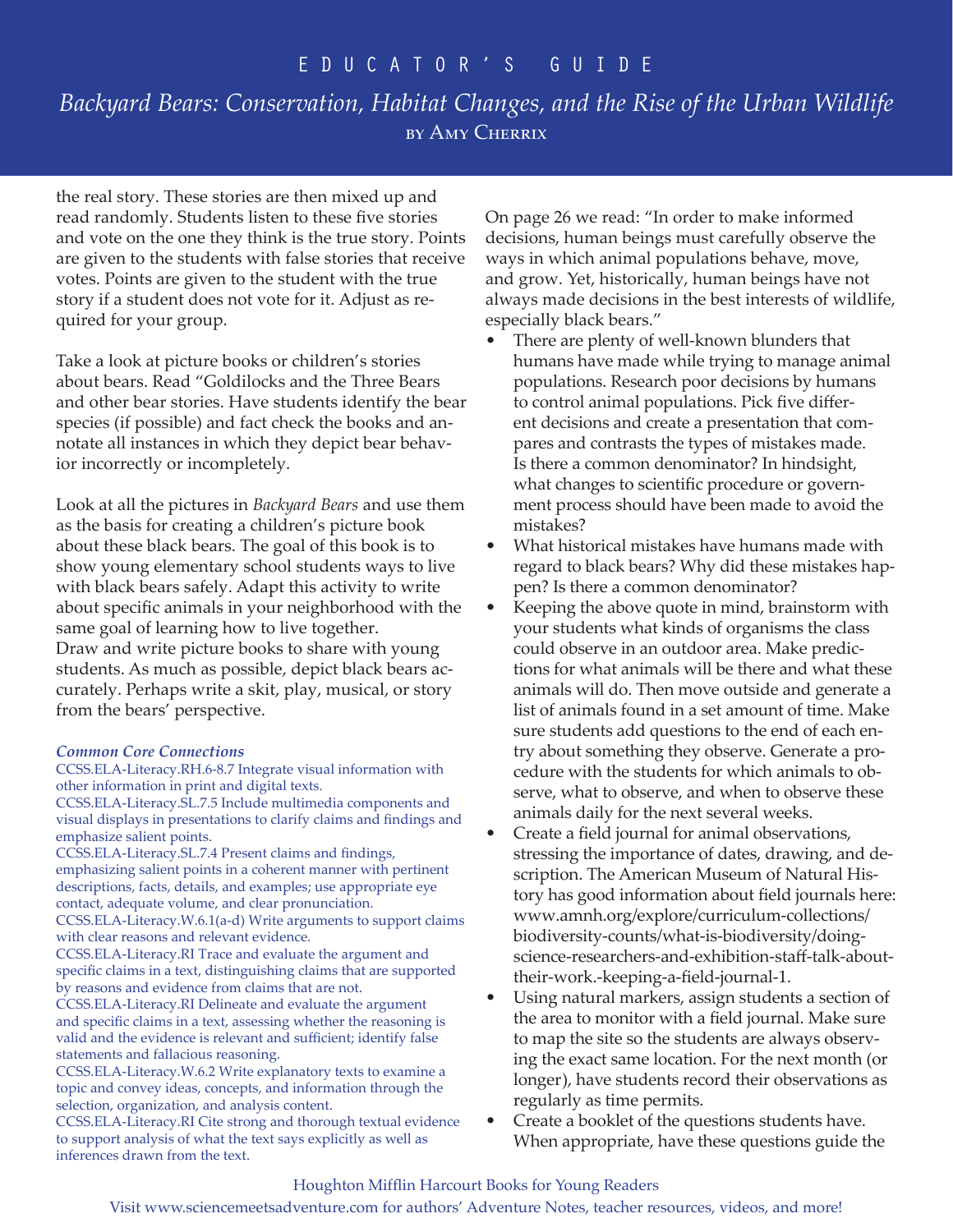the real story. These stories are then mixed up and read randomly. Students listen to these five stories and vote on the one they think is the true story. Points are given to the students with false stories that receive votes. Points are given to the student with the true story if a student does not vote for it. Adjust as required for your group.

Take a look at picture books or children's stories about bears. Read "Goldilocks and the Three Bears and other bear stories. Have students identify the bear species (if possible) and fact check the books and annotate all instances in which they depict bear behavior incorrectly or incompletely.

Look at all the pictures in *Backyard Bears* and use them as the basis for creating a children's picture book about these black bears. The goal of this book is to show young elementary school students ways to live with black bears safely. Adapt this activity to write about specific animals in your neighborhood with the same goal of learning how to live together.
Draw and write picture books to share with young students. As much as possible, depict black bears accurately. Perhaps write a skit, play, musical, or story from the bears' perspective.

***Common Core Connections***

CCSS.ELA-Literacy.RH.6-8.7 Integrate visual information with other information in print and digital texts.
CCSS.ELA-Literacy.SL.7.5 Include multimedia components and visual displays in presentations to clarify claims and findings and emphasize salient points.
CCSS.ELA-Literacy.SL.7.4 Present claims and findings, emphasizing salient points in a coherent manner with pertinent descriptions, facts, details, and examples; use appropriate eye contact, adequate volume, and clear pronunciation.
CCSS.ELA-Literacy.W.6.1(a-d) Write arguments to support claims with clear reasons and relevant evidence.
CCSS.ELA-Literacy.RI Trace and evaluate the argument and specific claims in a text, distinguishing claims that are supported by reasons and evidence from claims that are not.
CCSS.ELA-Literacy.RI Delineate and evaluate the argument and specific claims in a text, assessing whether the reasoning is valid and the evidence is relevant and sufficient; identify false statements and fallacious reasoning.
CCSS.ELA-Literacy.W.6.2 Write explanatory texts to examine a topic and convey ideas, concepts, and information through the selection, organization, and analysis content.
CCSS.ELA-Literacy.RI Cite strong and thorough textual evidence to support analysis of what the text says explicitly as well as inferences drawn from the text.

On page 26 we read: "In order to make informed decisions, human beings must carefully observe the ways in which animal populations behave, move, and grow. Yet, historically, human beings have not always made decisions in the best interests of wildlife, especially black bears."

- There are plenty of well-known blunders that humans have made while trying to manage animal populations. Research poor decisions by humans to control animal populations. Pick five different decisions and create a presentation that compares and contrasts the types of mistakes made. Is there a common denominator? In hindsight, what changes to scientific procedure or government process should have been made to avoid the mistakes?
- What historical mistakes have humans made with regard to black bears? Why did these mistakes happen? Is there a common denominator?
- Keeping the above quote in mind, brainstorm with your students what kinds of organisms the class could observe in an outdoor area. Make predictions for what animals will be there and what these animals will do. Then move outside and generate a list of animals found in a set amount of time. Make sure students add questions to the end of each entry about something they observe. Generate a procedure with the students for which animals to observe, what to observe, and when to observe these animals daily for the next several weeks.
- Create a field journal for animal observations, stressing the importance of dates, drawing, and description. The American Museum of Natural History has good information about field journals here: www.amnh.org/explore/curriculum-collections/biodiversity-counts/what-is-biodiversity/doing-science-researchers-and-exhibition-staff-talk-about-their-work.-keeping-a-field-journal-1.
- Using natural markers, assign students a section of the area to monitor with a field journal. Make sure to map the site so the students are always observing the exact same location. For the next month (or longer), have students record their observations as regularly as time permits.
- Create a booklet of the questions students have. When appropriate, have these questions guide the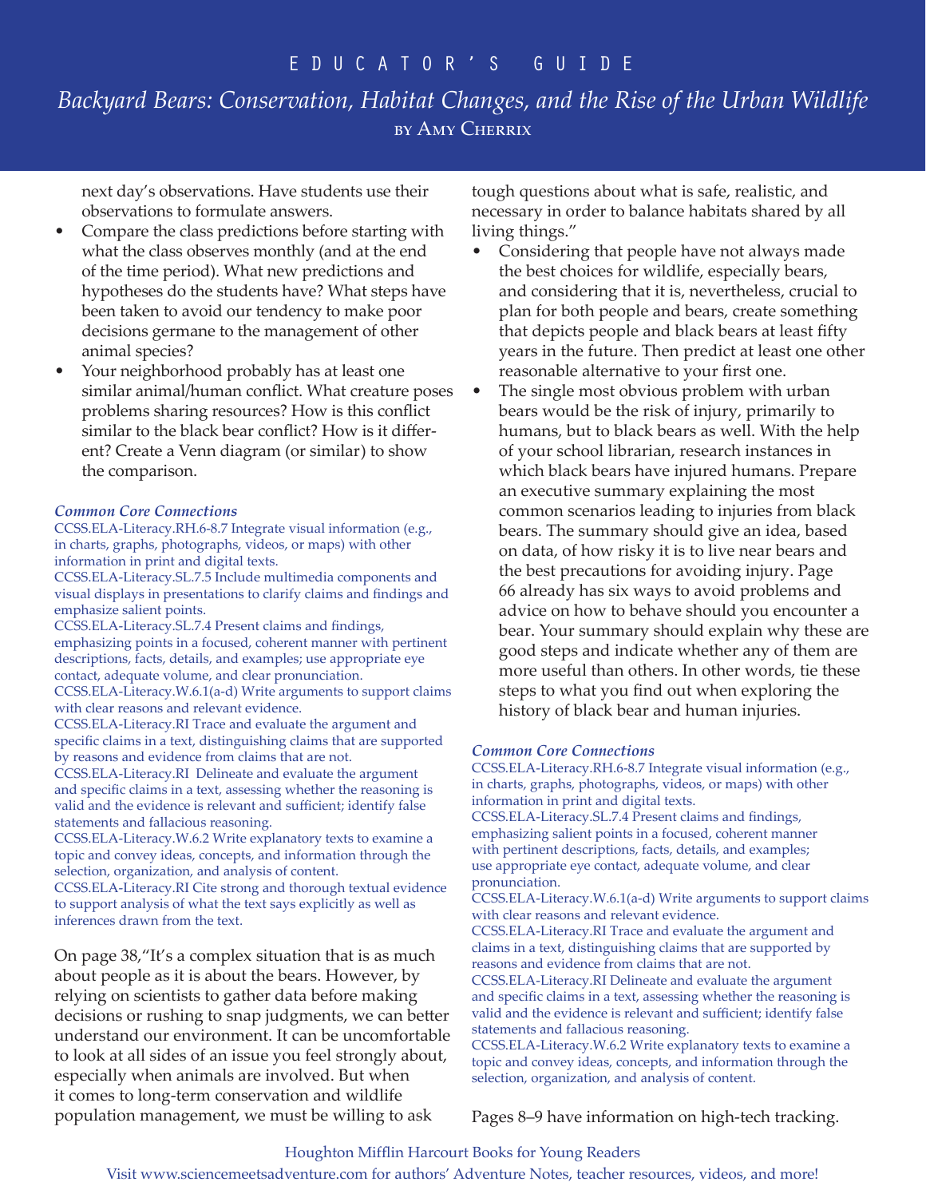next day's observations. Have students use their observations to formulate answers.

- Compare the class predictions before starting with what the class observes monthly (and at the end of the time period). What new predictions and hypotheses do the students have? What steps have been taken to avoid our tendency to make poor decisions germane to the management of other animal species?
- Your neighborhood probably has at least one similar animal/human conflict. What creature poses problems sharing resources? How is this conflict similar to the black bear conflict? How is it different? Create a Venn diagram (or similar) to show the comparison.

***Common Core Connections***

CCSS.ELA-Literacy.RH.6-8.7 Integrate visual information (e.g., in charts, graphs, photographs, videos, or maps) with other information in print and digital texts.
CCSS.ELA-Literacy.SL.7.5 Include multimedia components and visual displays in presentations to clarify claims and findings and emphasize salient points.
CCSS.ELA-Literacy.SL.7.4 Present claims and findings, emphasizing points in a focused, coherent manner with pertinent descriptions, facts, details, and examples; use appropriate eye contact, adequate volume, and clear pronunciation.
CCSS.ELA-Literacy.W.6.1(a-d) Write arguments to support claims with clear reasons and relevant evidence.
CCSS.ELA-Literacy.RI Trace and evaluate the argument and specific claims in a text, distinguishing claims that are supported by reasons and evidence from claims that are not.
CCSS.ELA-Literacy.RI Delineate and evaluate the argument and specific claims in a text, assessing whether the reasoning is valid and the evidence is relevant and sufficient; identify false statements and fallacious reasoning.
CCSS.ELA-Literacy.W.6.2 Write explanatory texts to examine a topic and convey ideas, concepts, and information through the selection, organization, and analysis of content.
CCSS.ELA-Literacy.RI Cite strong and thorough textual evidence to support analysis of what the text says explicitly as well as inferences drawn from the text.

On page 38,"It's a complex situation that is as much about people as it is about the bears. However, by relying on scientists to gather data before making decisions or rushing to snap judgments, we can better understand our environment. It can be uncomfortable to look at all sides of an issue you feel strongly about, especially when animals are involved. But when it comes to long-term conservation and wildlife population management, we must be willing to ask tough questions about what is safe, realistic, and necessary in order to balance habitats shared by all living things."

- Considering that people have not always made the best choices for wildlife, especially bears, and considering that it is, nevertheless, crucial to plan for both people and bears, create something that depicts people and black bears at least fifty years in the future. Then predict at least one other reasonable alternative to your first one.
- The single most obvious problem with urban bears would be the risk of injury, primarily to humans, but to black bears as well. With the help of your school librarian, research instances in which black bears have injured humans. Prepare an executive summary explaining the most common scenarios leading to injuries from black bears. The summary should give an idea, based on data, of how risky it is to live near bears and the best precautions for avoiding injury. Page 66 already has six ways to avoid problems and advice on how to behave should you encounter a bear. Your summary should explain why these are good steps and indicate whether any of them are more useful than others. In other words, tie these steps to what you find out when exploring the history of black bear and human injuries.

***Common Core Connections***

CCSS.ELA-Literacy.RH.6-8.7 Integrate visual information (e.g., in charts, graphs, photographs, videos, or maps) with other information in print and digital texts.
CCSS.ELA-Literacy.SL.7.4 Present claims and findings, emphasizing salient points in a focused, coherent manner with pertinent descriptions, facts, details, and examples; use appropriate eye contact, adequate volume, and clear pronunciation.
CCSS.ELA-Literacy.W.6.1(a-d) Write arguments to support claims with clear reasons and relevant evidence.
CCSS.ELA-Literacy.RI Trace and evaluate the argument and claims in a text, distinguishing claims that are supported by reasons and evidence from claims that are not.
CCSS.ELA-Literacy.RI Delineate and evaluate the argument and specific claims in a text, assessing whether the reasoning is valid and the evidence is relevant and sufficient; identify false statements and fallacious reasoning.
CCSS.ELA-Literacy.W.6.2 Write explanatory texts to examine a topic and convey ideas, concepts, and information through the selection, organization, and analysis of content.

Pages 8–9 have information on high-tech tracking.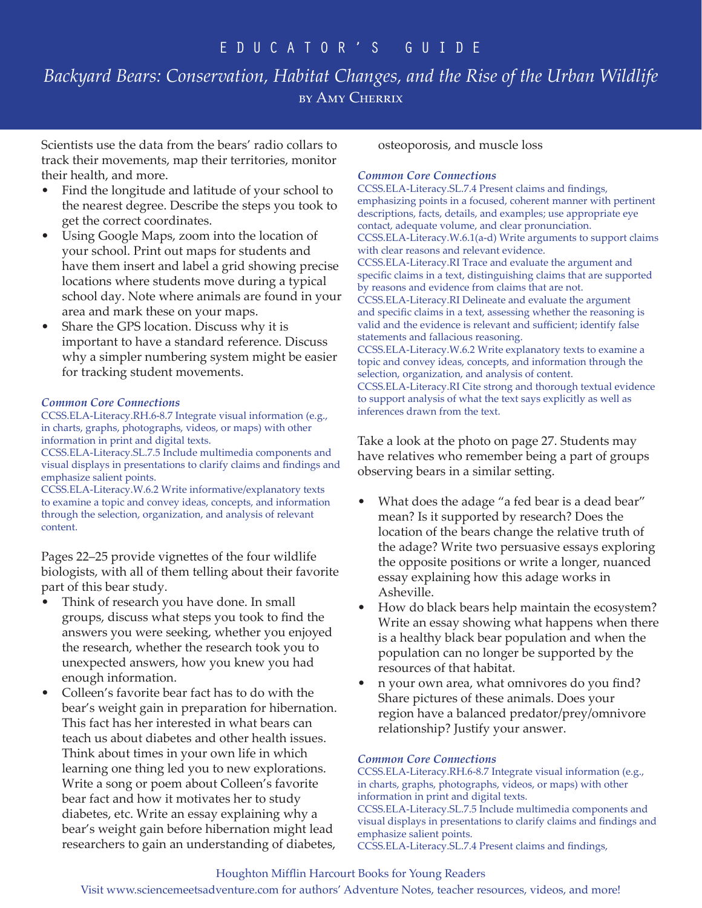Scientists use the data from the bears' radio collars to track their movements, map their territories, monitor their health, and more.

- Find the longitude and latitude of your school to the nearest degree. Describe the steps you took to get the correct coordinates.
- Using Google Maps, zoom into the location of your school. Print out maps for students and have them insert and label a grid showing precise locations where students move during a typical school day. Note where animals are found in your area and mark these on your maps.
- Share the GPS location. Discuss why it is important to have a standard reference. Discuss why a simpler numbering system might be easier for tracking student movements.

***Common Core Connections***

CCSS.ELA-Literacy.RH.6-8.7 Integrate visual information (e.g., in charts, graphs, photographs, videos, or maps) with other information in print and digital texts.
CCSS.ELA-Literacy.SL.7.5 Include multimedia components and visual displays in presentations to clarify claims and findings and emphasize salient points.
CCSS.ELA-Literacy.W.6.2 Write informative/explanatory texts to examine a topic and convey ideas, concepts, and information through the selection, organization, and analysis of relevant content.

Pages 22–25 provide vignettes of the four wildlife biologists, with all of them telling about their favorite part of this bear study.

- Think of research you have done. In small groups, discuss what steps you took to find the answers you were seeking, whether you enjoyed the research, whether the research took you to unexpected answers, how you knew you had enough information.
- Colleen's favorite bear fact has to do with the bear's weight gain in preparation for hibernation. This fact has her interested in what bears can teach us about diabetes and other health issues. Think about times in your own life in which learning one thing led you to new explorations. Write a song or poem about Colleen's favorite bear fact and how it motivates her to study diabetes, etc. Write an essay explaining why a bear's weight gain before hibernation might lead researchers to gain an understanding of diabetes, osteoporosis, and muscle loss

***Common Core Connections***

CCSS.ELA-Literacy.SL.7.4 Present claims and findings, emphasizing points in a focused, coherent manner with pertinent descriptions, facts, details, and examples; use appropriate eye contact, adequate volume, and clear pronunciation.
CCSS.ELA-Literacy.W.6.1(a-d) Write arguments to support claims with clear reasons and relevant evidence.
CCSS.ELA-Literacy.RI Trace and evaluate the argument and specific claims in a text, distinguishing claims that are supported by reasons and evidence from claims that are not.
CCSS.ELA-Literacy.RI Delineate and evaluate the argument and specific claims in a text, assessing whether the reasoning is valid and the evidence is relevant and sufficient; identify false statements and fallacious reasoning.
CCSS.ELA-Literacy.W.6.2 Write explanatory texts to examine a topic and convey ideas, concepts, and information through the selection, organization, and analysis of content.
CCSS.ELA-Literacy.RI Cite strong and thorough textual evidence to support analysis of what the text says explicitly as well as inferences drawn from the text.

Take a look at the photo on page 27. Students may have relatives who remember being a part of groups observing bears in a similar setting.

- What does the adage "a fed bear is a dead bear" mean? Is it supported by research? Does the location of the bears change the relative truth of the adage? Write two persuasive essays exploring the opposite positions or write a longer, nuanced essay explaining how this adage works in Asheville.
- How do black bears help maintain the ecosystem? Write an essay showing what happens when there is a healthy black bear population and when the population can no longer be supported by the resources of that habitat.
- n your own area, what omnivores do you find? Share pictures of these animals. Does your region have a balanced predator/prey/omnivore relationship? Justify your answer.

***Common Core Connections***

CCSS.ELA-Literacy.RH.6-8.7 Integrate visual information (e.g., in charts, graphs, photographs, videos, or maps) with other information in print and digital texts.
CCSS.ELA-Literacy.SL.7.5 Include multimedia components and visual displays in presentations to clarify claims and findings and emphasize salient points.
CCSS.ELA-Literacy.SL.7.4 Present claims and findings,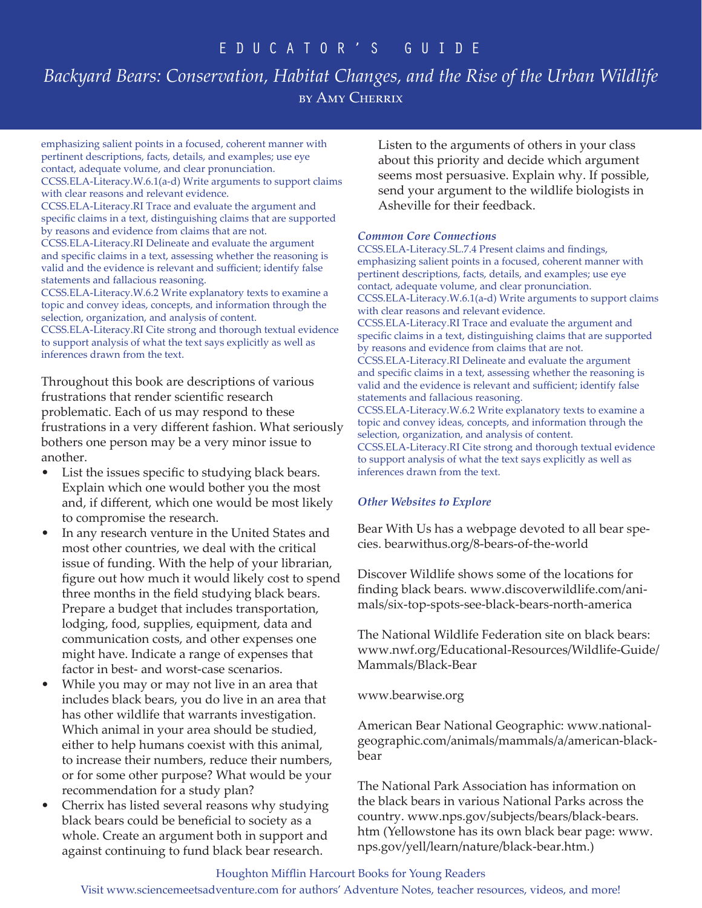emphasizing salient points in a focused, coherent manner with pertinent descriptions, facts, details, and examples; use eye contact, adequate volume, and clear pronunciation.
CCSS.ELA-Literacy.W.6.1(a-d) Write arguments to support claims with clear reasons and relevant evidence.
CCSS.ELA-Literacy.RI Trace and evaluate the argument and specific claims in a text, distinguishing claims that are supported by reasons and evidence from claims that are not.
CCSS.ELA-Literacy.RI Delineate and evaluate the argument and specific claims in a text, assessing whether the reasoning is valid and the evidence is relevant and sufficient; identify false statements and fallacious reasoning.
CCSS.ELA-Literacy.W.6.2 Write explanatory texts to examine a topic and convey ideas, concepts, and information through the selection, organization, and analysis of content.
CCSS.ELA-Literacy.RI Cite strong and thorough textual evidence to support analysis of what the text says explicitly as well as inferences drawn from the text.

Throughout this book are descriptions of various frustrations that render scientific research problematic. Each of us may respond to these frustrations in a very different fashion. What seriously bothers one person may be a very minor issue to another.

- List the issues specific to studying black bears. Explain which one would bother you the most and, if different, which one would be most likely to compromise the research.
- In any research venture in the United States and most other countries, we deal with the critical issue of funding. With the help of your librarian, figure out how much it would likely cost to spend three months in the field studying black bears. Prepare a budget that includes transportation, lodging, food, supplies, equipment, data and communication costs, and other expenses one might have. Indicate a range of expenses that factor in best- and worst-case scenarios.
- While you may or may not live in an area that includes black bears, you do live in an area that has other wildlife that warrants investigation. Which animal in your area should be studied, either to help humans coexist with this animal, to increase their numbers, reduce their numbers, or for some other purpose? What would be your recommendation for a study plan?
- Cherrix has listed several reasons why studying black bears could be beneficial to society as a whole. Create an argument both in support and against continuing to fund black bear research. Listen to the arguments of others in your class about this priority and decide which argument seems most persuasive. Explain why. If possible, send your argument to the wildlife biologists in Asheville for their feedback.

### *Common Core Connections*

CCSS.ELA-Literacy.SL.7.4 Present claims and findings, emphasizing salient points in a focused, coherent manner with pertinent descriptions, facts, details, and examples; use eye contact, adequate volume, and clear pronunciation.
CCSS.ELA-Literacy.W.6.1(a-d) Write arguments to support claims with clear reasons and relevant evidence.
CCSS.ELA-Literacy.RI Trace and evaluate the argument and specific claims in a text, distinguishing claims that are supported by reasons and evidence from claims that are not.
CCSS.ELA-Literacy.RI Delineate and evaluate the argument and specific claims in a text, assessing whether the reasoning is valid and the evidence is relevant and sufficient; identify false statements and fallacious reasoning.
CCSS.ELA-Literacy.W.6.2 Write explanatory texts to examine a topic and convey ideas, concepts, and information through the selection, organization, and analysis of content.
CCSS.ELA-Literacy.RI Cite strong and thorough textual evidence to support analysis of what the text says explicitly as well as inferences drawn from the text.

### *Other Websites to Explore*

Bear With Us has a webpage devoted to all bear species. bearwithus.org/8-bears-of-the-world

Discover Wildlife shows some of the locations for finding black bears. www.discoverwildlife.com/animals/six-top-spots-see-black-bears-north-america

The National Wildlife Federation site on black bears: www.nwf.org/Educational-Resources/Wildlife-Guide/Mammals/Black-Bear

www.bearwise.org

American Bear National Geographic: www.nationalgeographic.com/animals/mammals/a/american-black-bear

The National Park Association has information on the black bears in various National Parks across the country. www.nps.gov/subjects/bears/black-bears.htm (Yellowstone has its own black bear page: www.nps.gov/yell/learn/nature/black-bear.htm.)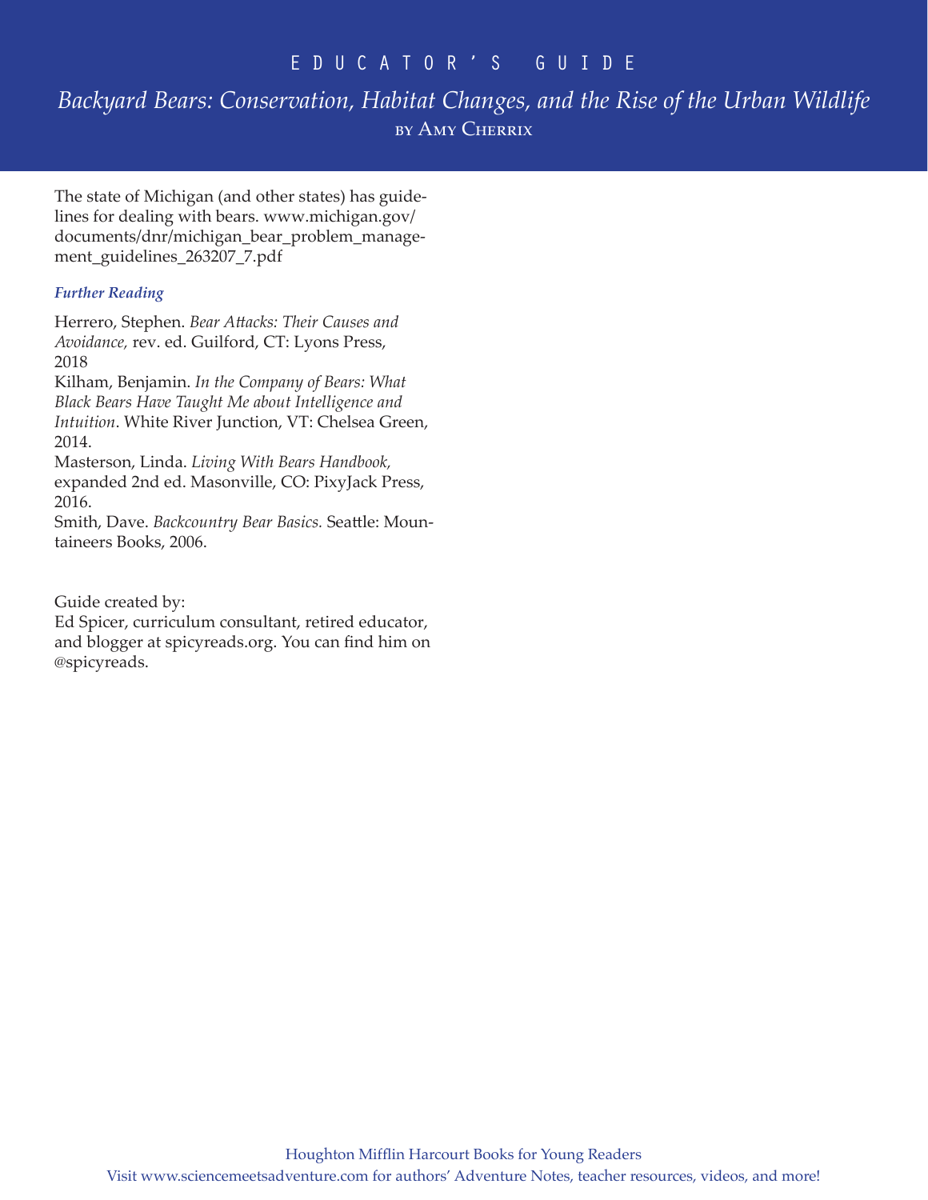The state of Michigan (and other states) has guidelines for dealing with bears. www.michigan.gov/documents/dnr/michigan_bear_problem_management_guidelines_263207_7.pdf

### *Further Reading*

Herrero, Stephen. *Bear Attacks: Their Causes and Avoidance,* rev. ed. Guilford, CT: Lyons Press, 2018

Kilham, Benjamin. *In the Company of Bears: What Black Bears Have Taught Me about Intelligence and Intuition*. White River Junction, VT: Chelsea Green, 2014.

Masterson, Linda. *Living With Bears Handbook,* expanded 2nd ed. Masonville, CO: PixyJack Press, 2016.

Smith, Dave. *Backcountry Bear Basics.* Seattle: Mountaineers Books, 2006.

Guide created by:
Ed Spicer, curriculum consultant, retired educator, and blogger at spicyreads.org. You can find him on @spicyreads.